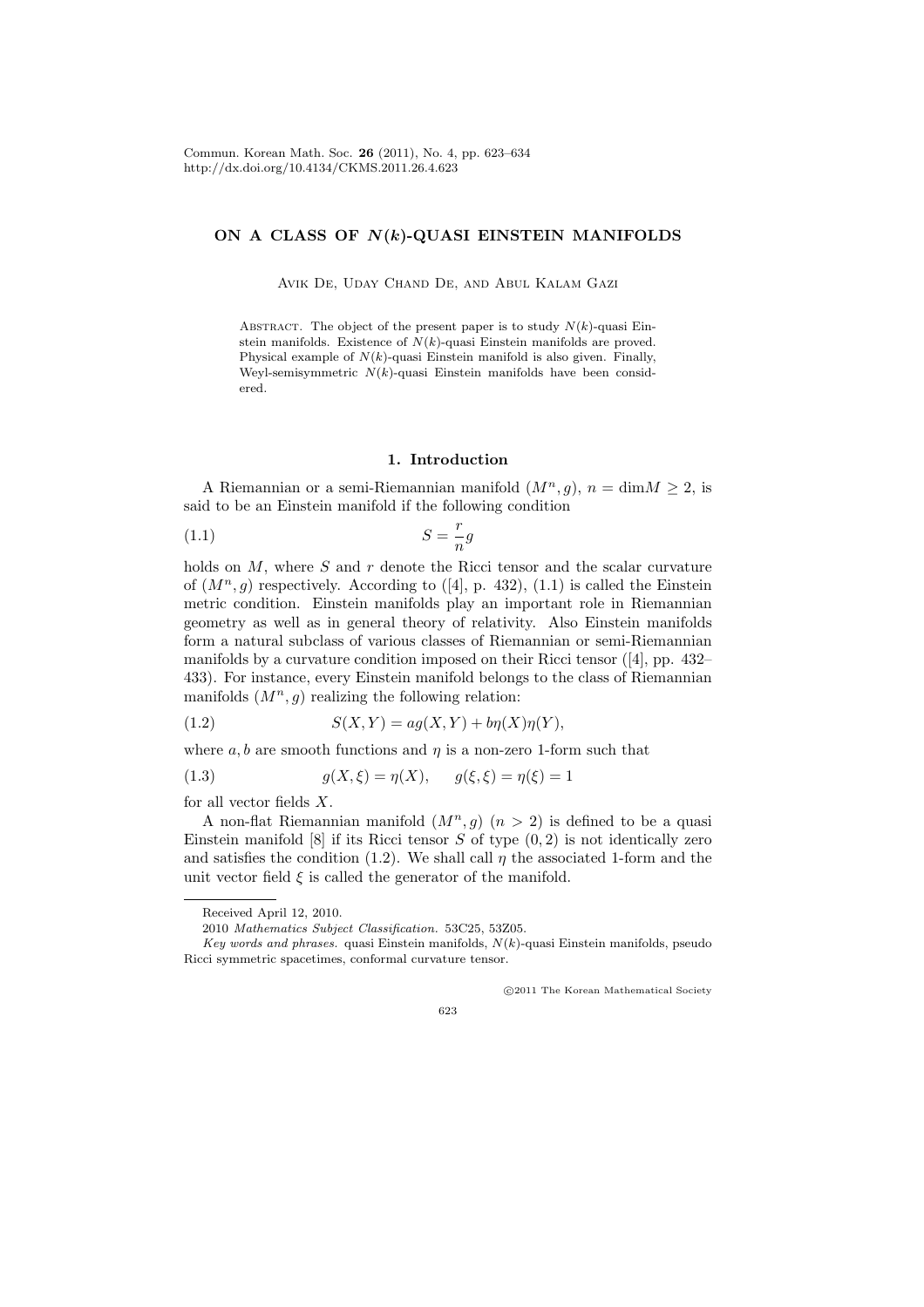Commun. Korean Math. Soc. **26** (2011), No. 4, pp. 623–634
http://dx.doi.org/10.4134/CKMS.2011.26.4.623

# ON A CLASS OF $N(k)$-QUASI EINSTEIN MANIFOLDS

Avik De, Uday Chand De, and Abul Kalam Gazi

Abstract. The object of the present paper is to study $N(k)$-quasi Einstein manifolds. Existence of $N(k)$-quasi Einstein manifolds are proved. Physical example of $N(k)$-quasi Einstein manifold is also given. Finally, Weyl-semisymmetric $N(k)$-quasi Einstein manifolds have been considered.

## 1. Introduction

A Riemannian or a semi-Riemannian manifold $(M^n, g)$, $n = \dim M \geq 2$, is said to be an Einstein manifold if the following condition

$$S = \frac{r}{n} g \tag{1.1}$$

holds on $M$, where $S$ and $r$ denote the Ricci tensor and the scalar curvature of $(M^n, g)$ respectively. According to ([4], p. 432), (1.1) is called the Einstein metric condition. Einstein manifolds play an important role in Riemannian geometry as well as in general theory of relativity. Also Einstein manifolds form a natural subclass of various classes of Riemannian or semi-Riemannian manifolds by a curvature condition imposed on their Ricci tensor ([4], pp. 432–433). For instance, every Einstein manifold belongs to the class of Riemannian manifolds $(M^n, g)$ realizing the following relation:

$$S(X, Y) = ag(X, Y) + b\eta(X)\eta(Y), \tag{1.2}$$

where $a, b$ are smooth functions and $\eta$ is a non-zero 1-form such that

$$g(X, \xi) = \eta(X), \qquad g(\xi, \xi) = \eta(\xi) = 1 \tag{1.3}$$

for all vector fields $X$.

A non-flat Riemannian manifold $(M^n, g)$ $(n > 2)$ is defined to be a quasi Einstein manifold [8] if its Ricci tensor $S$ of type $(0, 2)$ is not identically zero and satisfies the condition (1.2). We shall call $\eta$ the associated 1-form and the unit vector field $\xi$ is called the generator of the manifold.

---

Received April 12, 2010.

2010 *Mathematics Subject Classification.* 53C25, 53Z05.

*Key words and phrases.* quasi Einstein manifolds, $N(k)$-quasi Einstein manifolds, pseudo Ricci symmetric spacetimes, conformal curvature tensor.

©2011 The Korean Mathematical Society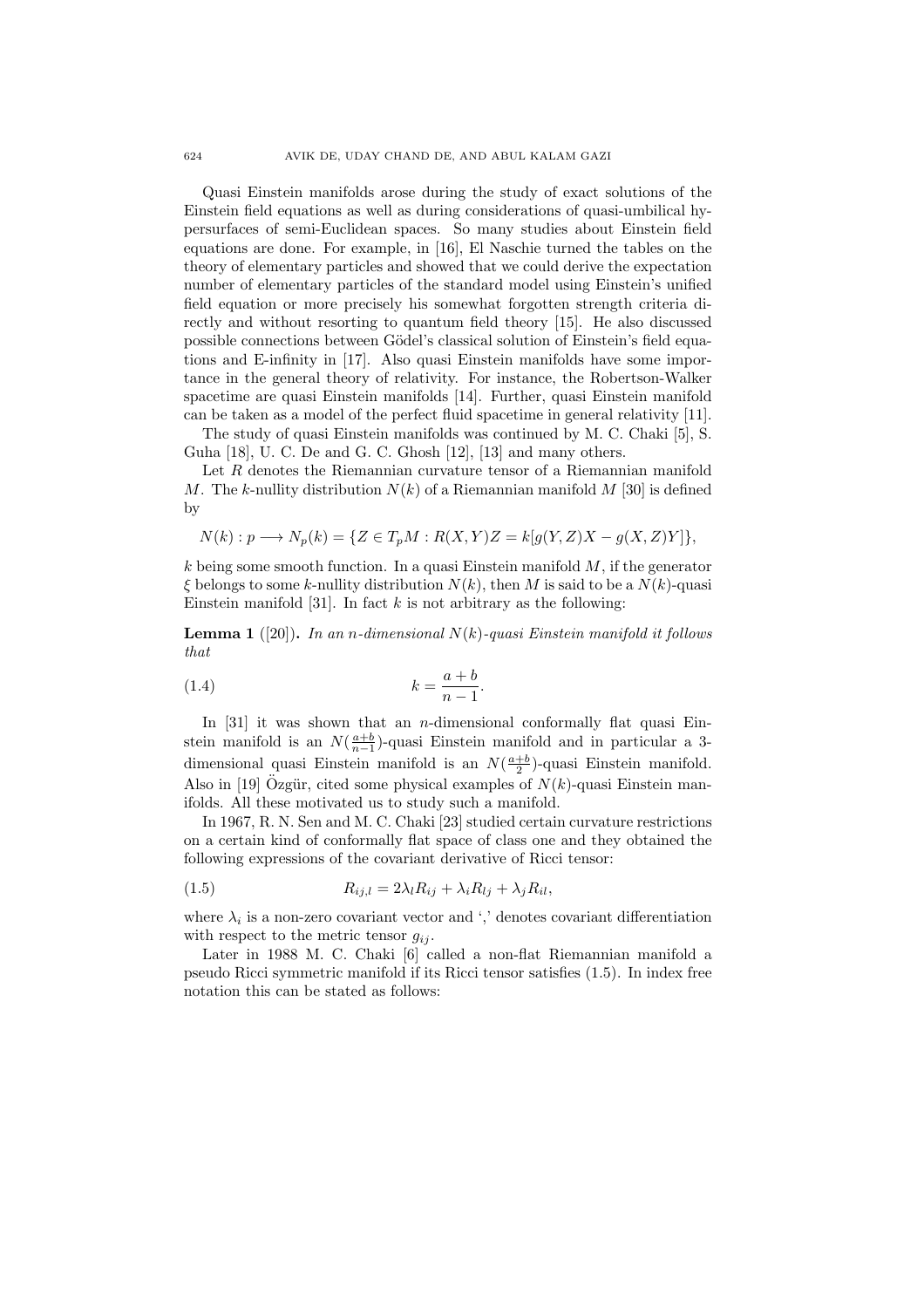Quasi Einstein manifolds arose during the study of exact solutions of the Einstein field equations as well as during considerations of quasi-umbilical hypersurfaces of semi-Euclidean spaces. So many studies about Einstein field equations are done. For example, in [16], El Naschie turned the tables on the theory of elementary particles and showed that we could derive the expectation number of elementary particles of the standard model using Einstein's unified field equation or more precisely his somewhat forgotten strength criteria directly and without resorting to quantum field theory [15]. He also discussed possible connections between Gödel's classical solution of Einstein's field equations and E-infinity in [17]. Also quasi Einstein manifolds have some importance in the general theory of relativity. For instance, the Robertson-Walker spacetime are quasi Einstein manifolds [14]. Further, quasi Einstein manifold can be taken as a model of the perfect fluid spacetime in general relativity [11].

The study of quasi Einstein manifolds was continued by M. C. Chaki [5], S. Guha [18], U. C. De and G. C. Ghosh [12], [13] and many others.

Let $R$ denotes the Riemannian curvature tensor of a Riemannian manifold $M$. The $k$-nullity distribution $N(k)$ of a Riemannian manifold $M$ [30] is defined by

$$N(k) : p \longrightarrow N_p(k) = \{Z \in T_pM : R(X,Y)Z = k[g(Y,Z)X - g(X,Z)Y]\},$$

$k$ being some smooth function. In a quasi Einstein manifold $M$, if the generator $\xi$ belongs to some $k$-nullity distribution $N(k)$, then $M$ is said to be a $N(k)$-quasi Einstein manifold [31]. In fact $k$ is not arbitrary as the following:

**Lemma 1** ([20])**.** *In an $n$-dimensional $N(k)$-quasi Einstein manifold it follows that*

$$k = \frac{a+b}{n-1}. \tag{1.4}$$

In [31] it was shown that an $n$-dimensional conformally flat quasi Einstein manifold is an $N(\frac{a+b}{n-1})$-quasi Einstein manifold and in particular a 3-dimensional quasi Einstein manifold is an $N(\frac{a+b}{2})$-quasi Einstein manifold. Also in [19] Özgür, cited some physical examples of $N(k)$-quasi Einstein manifolds. All these motivated us to study such a manifold.

In 1967, R. N. Sen and M. C. Chaki [23] studied certain curvature restrictions on a certain kind of conformally flat space of class one and they obtained the following expressions of the covariant derivative of Ricci tensor:

$$R_{ij,l} = 2\lambda_l R_{ij} + \lambda_i R_{lj} + \lambda_j R_{il}, \tag{1.5}$$

where $\lambda_i$ is a non-zero covariant vector and ',' denotes covariant differentiation with respect to the metric tensor $g_{ij}$.

Later in 1988 M. C. Chaki [6] called a non-flat Riemannian manifold a pseudo Ricci symmetric manifold if its Ricci tensor satisfies (1.5). In index free notation this can be stated as follows: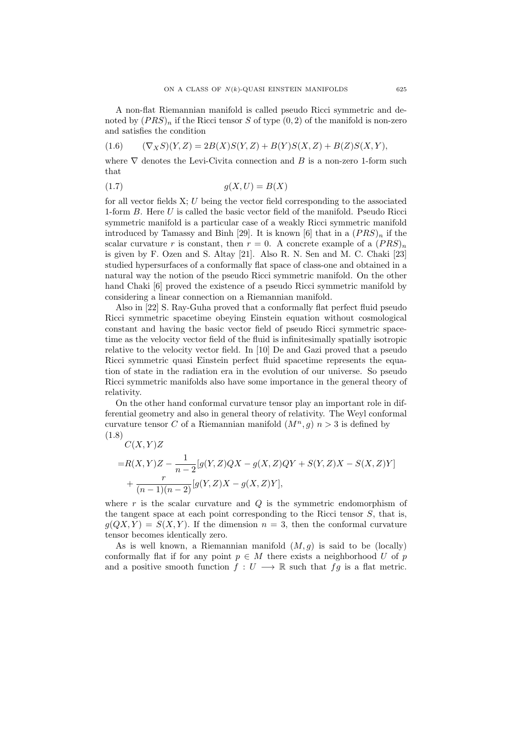A non-flat Riemannian manifold is called pseudo Ricci symmetric and denoted by $(PRS)_n$ if the Ricci tensor $S$ of type $(0,2)$ of the manifold is non-zero and satisfies the condition

$$(\nabla_X S)(Y,Z) = 2B(X)S(Y,Z) + B(Y)S(X,Z) + B(Z)S(X,Y), \tag{1.6}$$

where $\nabla$ denotes the Levi-Civita connection and $B$ is a non-zero 1-form such that

$$g(X,U) = B(X) \tag{1.7}$$

for all vector fields X; $U$ being the vector field corresponding to the associated 1-form $B$. Here $U$ is called the basic vector field of the manifold. Pseudo Ricci symmetric manifold is a particular case of a weakly Ricci symmetric manifold introduced by Tamassy and Binh [29]. It is known [6] that in a $(PRS)_n$ if the scalar curvature $r$ is constant, then $r = 0$. A concrete example of a $(PRS)_n$ is given by F. Ozen and S. Altay [21]. Also R. N. Sen and M. C. Chaki [23] studied hypersurfaces of a conformally flat space of class-one and obtained in a natural way the notion of the pseudo Ricci symmetric manifold. On the other hand Chaki [6] proved the existence of a pseudo Ricci symmetric manifold by considering a linear connection on a Riemannian manifold.

Also in [22] S. Ray-Guha proved that a conformally flat perfect fluid pseudo Ricci symmetric spacetime obeying Einstein equation without cosmological constant and having the basic vector field of pseudo Ricci symmetric spacetime as the velocity vector field of the fluid is infinitesimally spatially isotropic relative to the velocity vector field. In [10] De and Gazi proved that a pseudo Ricci symmetric quasi Einstein perfect fluid spacetime represents the equation of state in the radiation era in the evolution of our universe. So pseudo Ricci symmetric manifolds also have some importance in the general theory of relativity.

On the other hand conformal curvature tensor play an important role in differential geometry and also in general theory of relativity. The Weyl conformal curvature tensor $C$ of a Riemannian manifold $(M^n, g)$ $n > 3$ is defined by

$$\begin{aligned} &C(X,Y)Z \\ =&R(X,Y)Z - \frac{1}{n-2}[g(Y,Z)QX - g(X,Z)QY + S(Y,Z)X - S(X,Z)Y] \\ &+ \frac{r}{(n-1)(n-2)}[g(Y,Z)X - g(X,Z)Y], \end{aligned} \tag{1.8}$$

where $r$ is the scalar curvature and $Q$ is the symmetric endomorphism of the tangent space at each point corresponding to the Ricci tensor $S$, that is, $g(QX,Y) = S(X,Y)$. If the dimension $n = 3$, then the conformal curvature tensor becomes identically zero.

As is well known, a Riemannian manifold $(M, g)$ is said to be (locally) conformally flat if for any point $p \in M$ there exists a neighborhood $U$ of $p$ and a positive smooth function $f : U \longrightarrow \mathbb{R}$ such that $fg$ is a flat metric.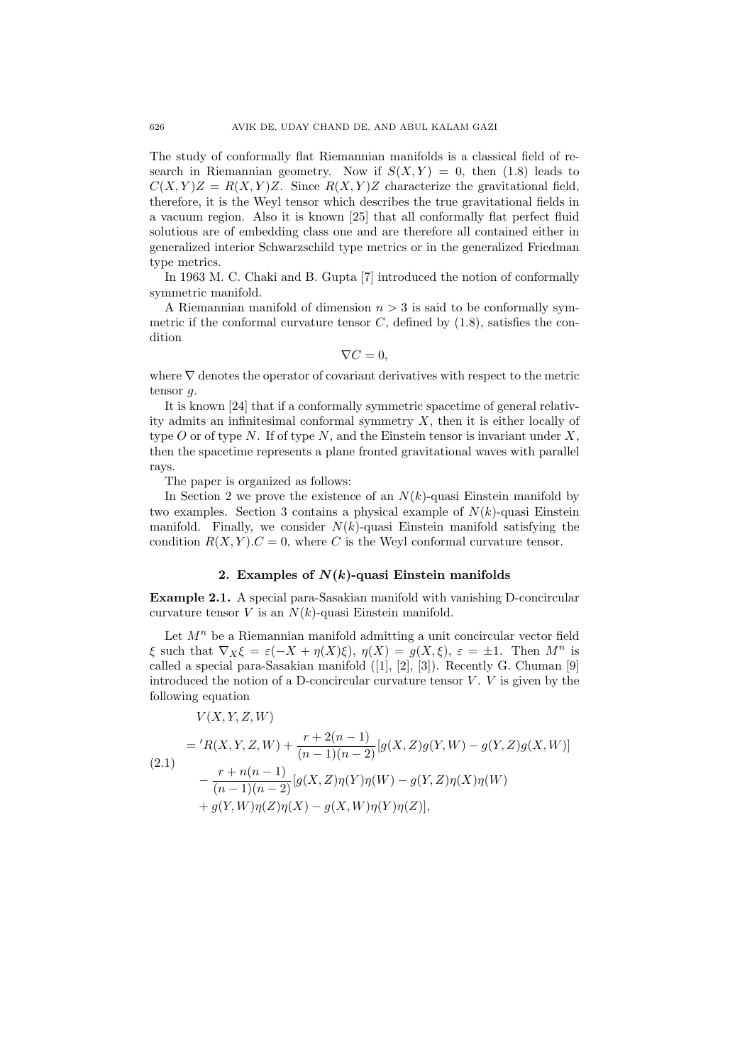The study of conformally flat Riemannian manifolds is a classical field of research in Riemannian geometry. Now if $S(X,Y) = 0$, then (1.8) leads to $C(X,Y)Z = R(X,Y)Z$. Since $R(X,Y)Z$ characterize the gravitational field, therefore, it is the Weyl tensor which describes the true gravitational fields in a vacuum region. Also it is known [25] that all conformally flat perfect fluid solutions are of embedding class one and are therefore all contained either in generalized interior Schwarzschild type metrics or in the generalized Friedman type metrics.

In 1963 M. C. Chaki and B. Gupta [7] introduced the notion of conformally symmetric manifold.

A Riemannian manifold of dimension $n > 3$ is said to be conformally symmetric if the conformal curvature tensor $C$, defined by (1.8), satisfies the condition

$$\nabla C = 0,$$

where $\nabla$ denotes the operator of covariant derivatives with respect to the metric tensor $g$.

It is known [24] that if a conformally symmetric spacetime of general relativity admits an infinitesimal conformal symmetry $X$, then it is either locally of type $O$ or of type $N$. If of type $N$, and the Einstein tensor is invariant under $X$, then the spacetime represents a plane fronted gravitational waves with parallel rays.

The paper is organized as follows:

In Section 2 we prove the existence of an $N(k)$-quasi Einstein manifold by two examples. Section 3 contains a physical example of $N(k)$-quasi Einstein manifold. Finally, we consider $N(k)$-quasi Einstein manifold satisfying the condition $R(X,Y).C = 0$, where $C$ is the Weyl conformal curvature tensor.

## 2. Examples of $N(k)$-quasi Einstein manifolds

**Example 2.1.** A special para-Sasakian manifold with vanishing D-concircular curvature tensor $V$ is an $N(k)$-quasi Einstein manifold.

Let $M^n$ be a Riemannian manifold admitting a unit concircular vector field $\xi$ such that $\nabla_X \xi = \varepsilon(-X + \eta(X)\xi)$, $\eta(X) = g(X,\xi)$, $\varepsilon = \pm 1$. Then $M^n$ is called a special para-Sasakian manifold ([1], [2], [3]). Recently G. Chuman [9] introduced the notion of a D-concircular curvature tensor $V$. $V$ is given by the following equation

$$\begin{aligned}
&V(X,Y,Z,W) \\
&= {}'R(X,Y,Z,W) + \frac{r + 2(n-1)}{(n-1)(n-2)}[g(X,Z)g(Y,W) - g(Y,Z)g(X,W)] \\
&\quad - \frac{r + n(n-1)}{(n-1)(n-2)}[g(X,Z)\eta(Y)\eta(W) - g(Y,Z)\eta(X)\eta(W) \\
&\quad + g(Y,W)\eta(Z)\eta(X) - g(X,W)\eta(Y)\eta(Z)],
\end{aligned} \tag{2.1}$$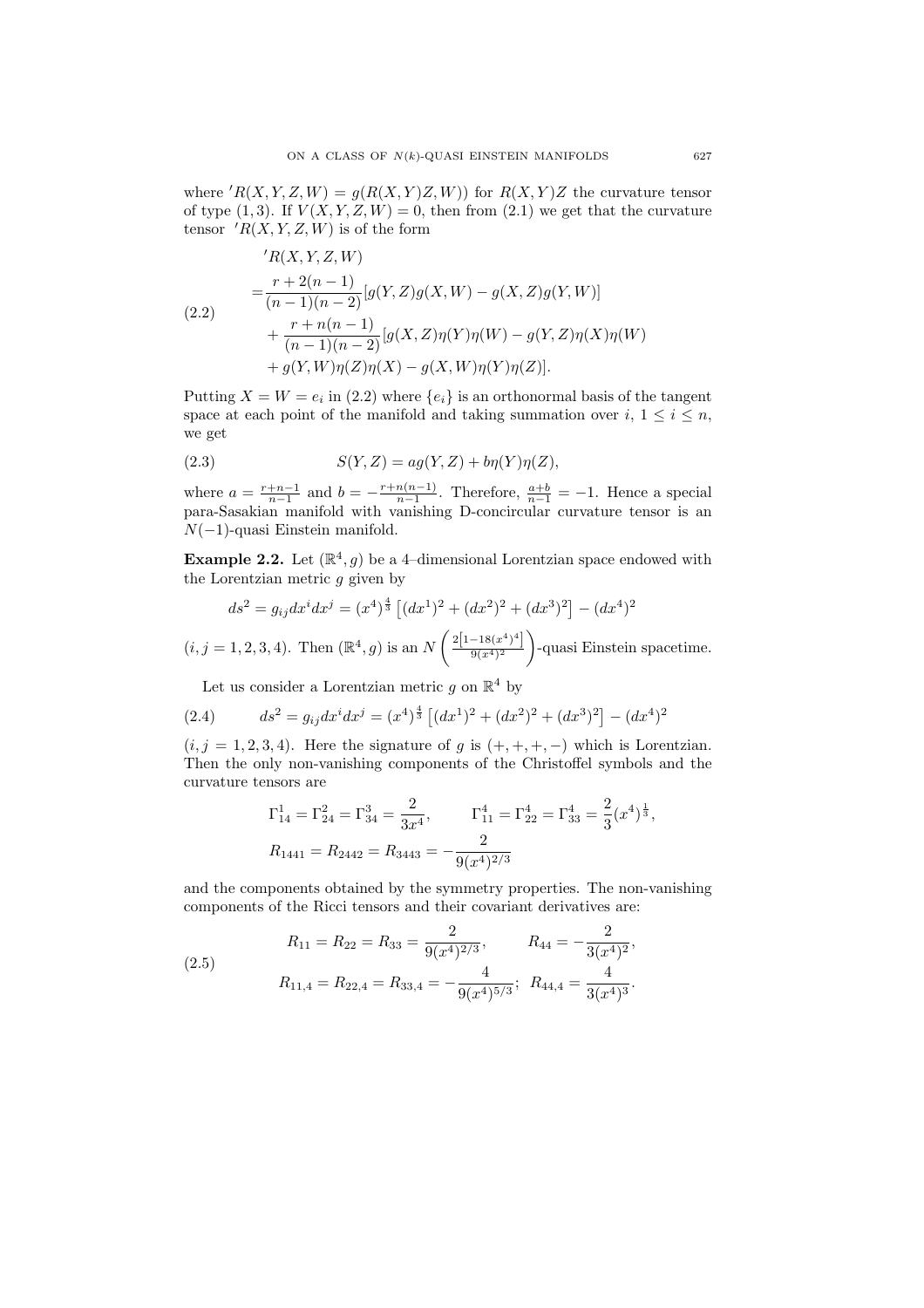where $'R(X,Y,Z,W) = g(R(X,Y)Z,W))$ for $R(X,Y)Z$ the curvature tensor of type $(1,3)$. If $V(X,Y,Z,W) = 0$, then from (2.1) we get that the curvature tensor $'R(X,Y,Z,W)$ is of the form

$$
\begin{aligned}
&'R(X,Y,Z,W) \\
=&\frac{r+2(n-1)}{(n-1)(n-2)}[g(Y,Z)g(X,W) - g(X,Z)g(Y,W)] \\
&+ \frac{r+n(n-1)}{(n-1)(n-2)}[g(X,Z)\eta(Y)\eta(W) - g(Y,Z)\eta(X)\eta(W) \\
&+ g(Y,W)\eta(Z)\eta(X) - g(X,W)\eta(Y)\eta(Z)].
\end{aligned}
\tag{2.2}
$$

Putting $X = W = e_i$ in (2.2) where $\{e_i\}$ is an orthonormal basis of the tangent space at each point of the manifold and taking summation over $i$, $1 \leq i \leq n$, we get

$$
S(Y,Z) = ag(Y,Z) + b\eta(Y)\eta(Z), \tag{2.3}
$$

where $a = \frac{r+n-1}{n-1}$ and $b = -\frac{r+n(n-1)}{n-1}$. Therefore, $\frac{a+b}{n-1} = -1$. Hence a special para-Sasakian manifold with vanishing D-concircular curvature tensor is an $N(-1)$-quasi Einstein manifold.

**Example 2.2.** Let $(\mathbb{R}^4, g)$ be a 4–dimensional Lorentzian space endowed with the Lorentzian metric $g$ given by

$$
ds^2 = g_{ij}dx^i dx^j = (x^4)^{\frac{4}{3}}\left[(dx^1)^2 + (dx^2)^2 + (dx^3)^2\right] - (dx^4)^2
$$

$(i,j = 1,2,3,4)$. Then $(\mathbb{R}^4, g)$ is an $N\left(\frac{2\left[1-18(x^4)^4\right]}{9(x^4)^2}\right)$-quasi Einstein spacetime.

Let us consider a Lorentzian metric $g$ on $\mathbb{R}^4$ by

$$
ds^2 = g_{ij}dx^i dx^j = (x^4)^{\frac{4}{3}}\left[(dx^1)^2 + (dx^2)^2 + (dx^3)^2\right] - (dx^4)^2 \tag{2.4}
$$

$(i,j = 1,2,3,4)$. Here the signature of $g$ is $(+,+,+,-)$ which is Lorentzian. Then the only non-vanishing components of the Christoffel symbols and the curvature tensors are

$$
\Gamma^1_{14} = \Gamma^2_{24} = \Gamma^3_{34} = \frac{2}{3x^4}, \qquad \Gamma^4_{11} = \Gamma^4_{22} = \Gamma^4_{33} = \frac{2}{3}(x^4)^{\frac{1}{3}},
$$

$$
R_{1441} = R_{2442} = R_{3443} = -\frac{2}{9(x^4)^{2/3}}
$$

and the components obtained by the symmetry properties. The non-vanishing components of the Ricci tensors and their covariant derivatives are:

$$
\begin{aligned}
&R_{11} = R_{22} = R_{33} = \frac{2}{9(x^4)^{2/3}}, \qquad R_{44} = -\frac{2}{3(x^4)^2}, \\
&R_{11,4} = R_{22,4} = R_{33,4} = -\frac{4}{9(x^4)^{5/3}}; \;\; R_{44,4} = \frac{4}{3(x^4)^3}.
\end{aligned}
\tag{2.5}
$$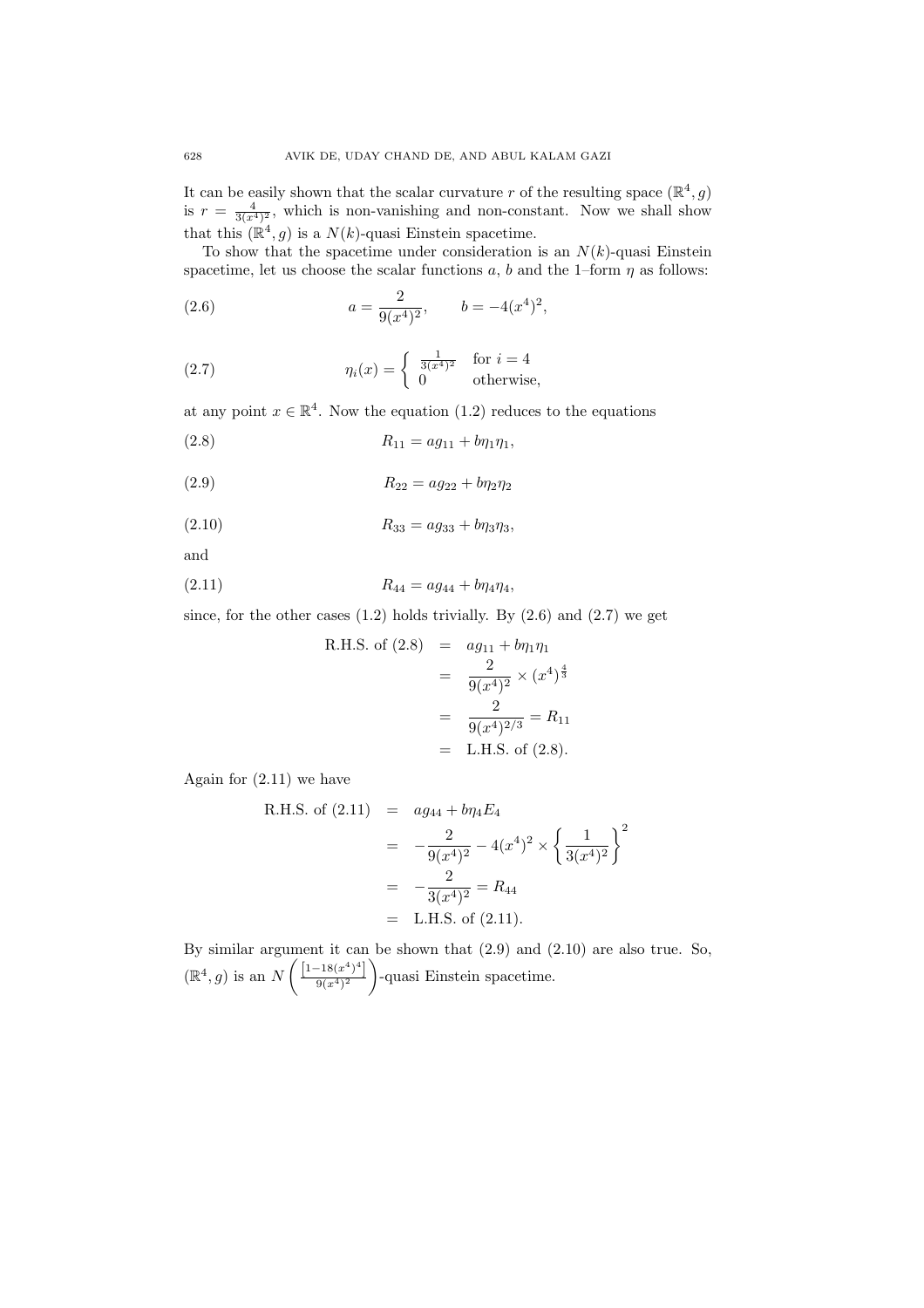It can be easily shown that the scalar curvature $r$ of the resulting space $(\mathbb{R}^4, g)$ is $r = \frac{4}{3(x^4)^2}$, which is non-vanishing and non-constant. Now we shall show that this $(\mathbb{R}^4, g)$ is a $N(k)$-quasi Einstein spacetime.

To show that the spacetime under consideration is an $N(k)$-quasi Einstein spacetime, let us choose the scalar functions $a$, $b$ and the 1–form $\eta$ as follows:

$$a = \frac{2}{9(x^4)^2}, \qquad b = -4(x^4)^2, \tag{2.6}$$

$$\eta_i(x) = \begin{cases} \frac{1}{3(x^4)^2} & \text{for } i = 4 \\ 0 & \text{otherwise,} \end{cases} \tag{2.7}$$

at any point $x \in \mathbb{R}^4$. Now the equation (1.2) reduces to the equations

$$R_{11} = ag_{11} + b\eta_1\eta_1, \tag{2.8}$$

$$R_{22} = ag_{22} + b\eta_2\eta_2 \tag{2.9}$$

$$R_{33} = ag_{33} + b\eta_3\eta_3, \tag{2.10}$$

and

$$R_{44} = ag_{44} + b\eta_4\eta_4, \tag{2.11}$$

since, for the other cases (1.2) holds trivially. By (2.6) and (2.7) we get

$$\begin{aligned}
\text{R.H.S. of (2.8)} &= ag_{11} + b\eta_1\eta_1 \\
&= \frac{2}{9(x^4)^2} \times (x^4)^{\frac{4}{3}} \\
&= \frac{2}{9(x^4)^{2/3}} = R_{11} \\
&= \text{L.H.S. of (2.8).}
\end{aligned}$$

Again for (2.11) we have

$$\begin{aligned}
\text{R.H.S. of (2.11)} &= ag_{44} + b\eta_4 E_4 \\
&= -\frac{2}{9(x^4)^2} - 4(x^4)^2 \times \left\{\frac{1}{3(x^4)^2}\right\}^2 \\
&= -\frac{2}{3(x^4)^2} = R_{44} \\
&= \text{L.H.S. of (2.11).}
\end{aligned}$$

By similar argument it can be shown that (2.9) and (2.10) are also true. So, $(\mathbb{R}^4, g)$ is an $N\left(\frac{\left[1-18(x^4)^4\right]}{9(x^4)^2}\right)$-quasi Einstein spacetime.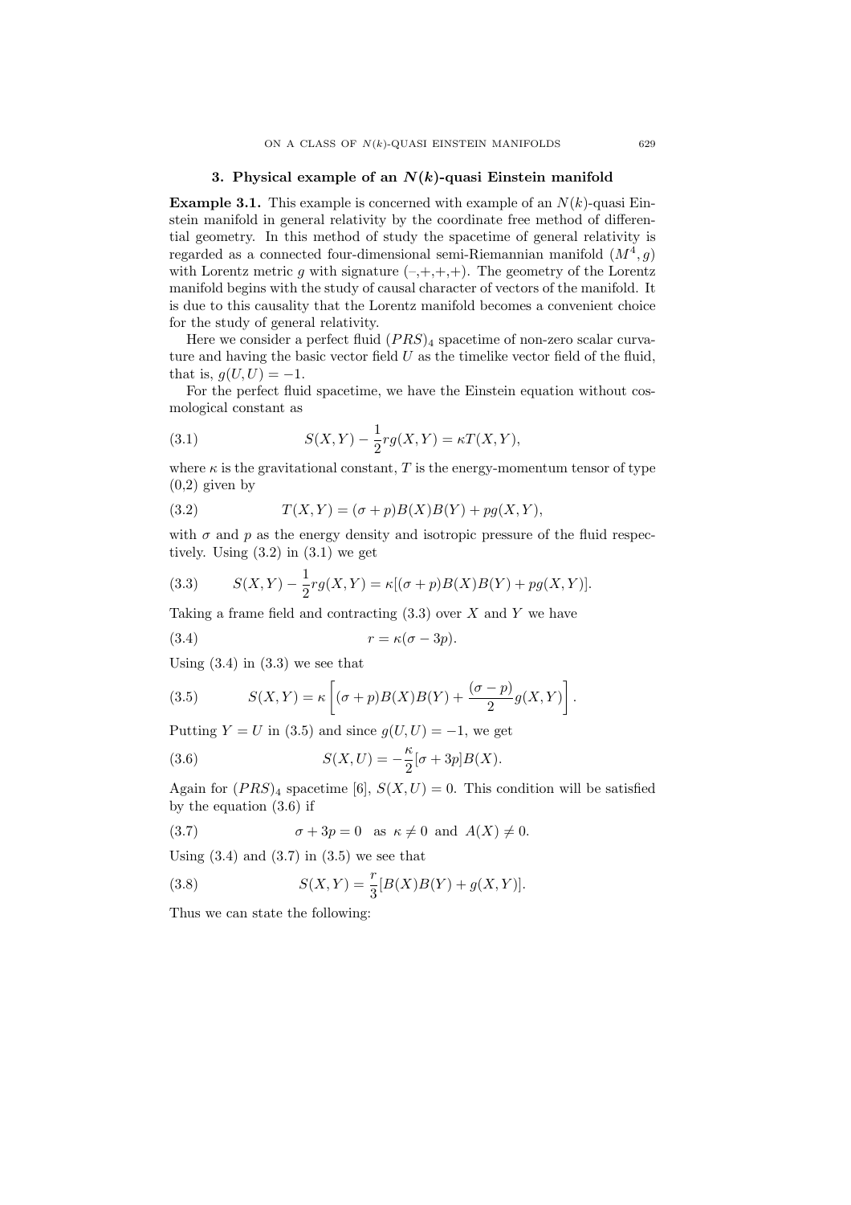## 3. Physical example of an $N(k)$-quasi Einstein manifold

**Example 3.1.** This example is concerned with example of an $N(k)$-quasi Einstein manifold in general relativity by the coordinate free method of differential geometry. In this method of study the spacetime of general relativity is regarded as a connected four-dimensional semi-Riemannian manifold $(M^4, g)$ with Lorentz metric $g$ with signature (–,+,+,+). The geometry of the Lorentz manifold begins with the study of causal character of vectors of the manifold. It is due to this causality that the Lorentz manifold becomes a convenient choice for the study of general relativity.

Here we consider a perfect fluid $(PRS)_4$ spacetime of non-zero scalar curvature and having the basic vector field $U$ as the timelike vector field of the fluid, that is, $g(U, U) = -1$.

For the perfect fluid spacetime, we have the Einstein equation without cosmological constant as

$$S(X,Y) - \frac{1}{2}rg(X,Y) = \kappa T(X,Y), \tag{3.1}$$

where $\kappa$ is the gravitational constant, $T$ is the energy-momentum tensor of type (0,2) given by

$$T(X,Y) = (\sigma + p)B(X)B(Y) + pg(X,Y), \tag{3.2}$$

with $\sigma$ and $p$ as the energy density and isotropic pressure of the fluid respectively. Using (3.2) in (3.1) we get

$$S(X,Y) - \frac{1}{2}rg(X,Y) = \kappa[(\sigma + p)B(X)B(Y) + pg(X,Y)]. \tag{3.3}$$

Taking a frame field and contracting (3.3) over $X$ and $Y$ we have

$$r = \kappa(\sigma - 3p). \tag{3.4}$$

Using (3.4) in (3.3) we see that

$$S(X,Y) = \kappa\left[(\sigma + p)B(X)B(Y) + \frac{(\sigma - p)}{2}g(X,Y)\right]. \tag{3.5}$$

Putting $Y = U$ in (3.5) and since $g(U, U) = -1$, we get

$$S(X,U) = -\frac{\kappa}{2}[\sigma + 3p]B(X). \tag{3.6}$$

Again for $(PRS)_4$ spacetime [6], $S(X,U) = 0$. This condition will be satisfied by the equation (3.6) if

$$\sigma + 3p = 0 \quad \text{as } \kappa \neq 0 \text{ and } A(X) \neq 0. \tag{3.7}$$

Using (3.4) and (3.7) in (3.5) we see that

$$S(X,Y) = \frac{r}{3}[B(X)B(Y) + g(X,Y)]. \tag{3.8}$$

Thus we can state the following: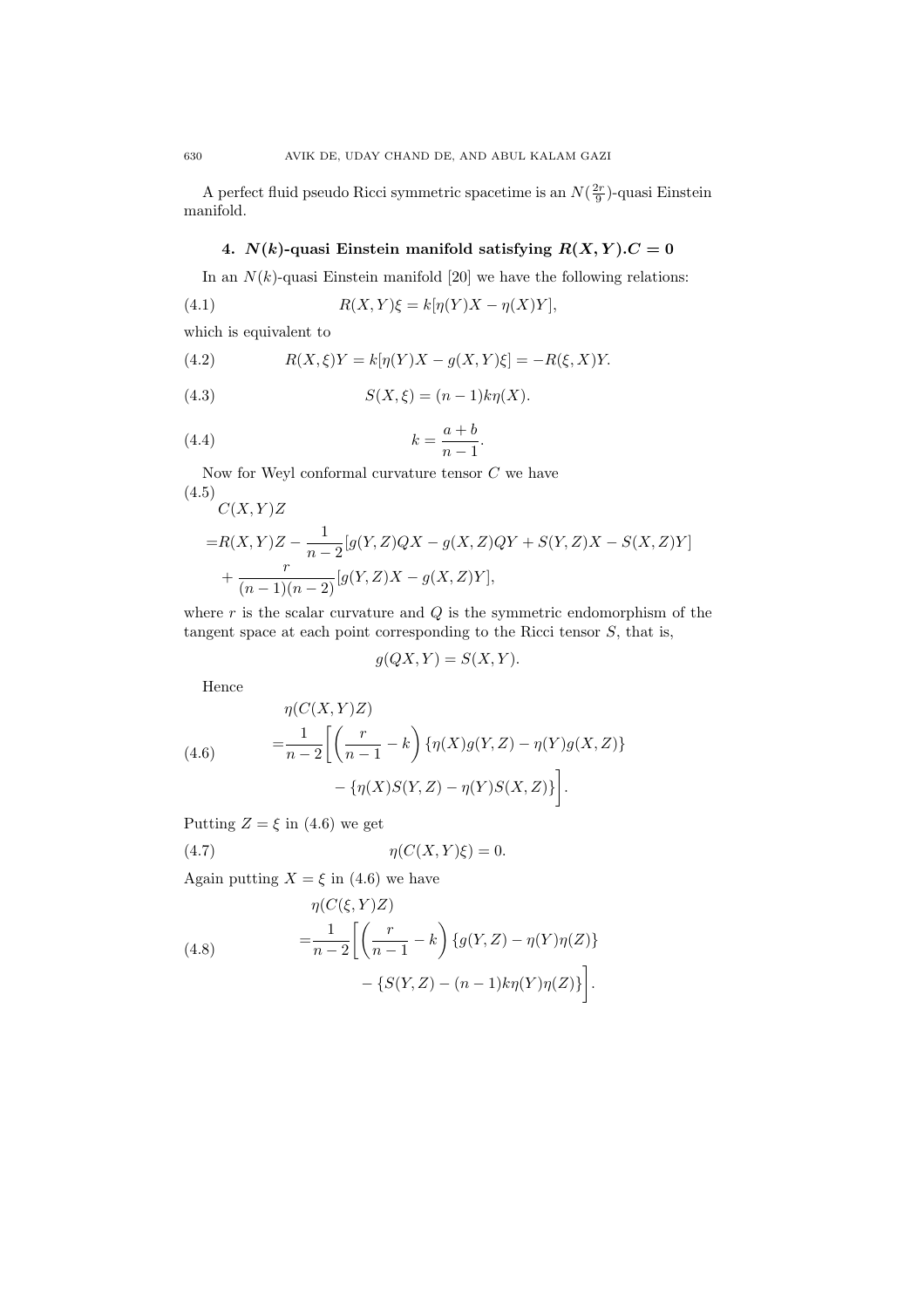A perfect fluid pseudo Ricci symmetric spacetime is an $N(\frac{2r}{9})$-quasi Einstein manifold.

## 4. $N(k)$-quasi Einstein manifold satisfying $R(X,Y).C = 0$

In an $N(k)$-quasi Einstein manifold [20] we have the following relations:

$$R(X,Y)\xi = k[\eta(Y)X - \eta(X)Y], \tag{4.1}$$

which is equivalent to

$$R(X,\xi)Y = k[\eta(Y)X - g(X,Y)\xi] = -R(\xi,X)Y. \tag{4.2}$$

$$S(X,\xi) = (n-1)k\eta(X). \tag{4.3}$$

$$k = \frac{a+b}{n-1}. \tag{4.4}$$

Now for Weyl conformal curvature tensor $C$ we have

$$\begin{aligned}
&C(X,Y)Z \\
=&R(X,Y)Z - \frac{1}{n-2}[g(Y,Z)QX - g(X,Z)QY + S(Y,Z)X - S(X,Z)Y] \\
&+ \frac{r}{(n-1)(n-2)}[g(Y,Z)X - g(X,Z)Y],
\end{aligned} \tag{4.5}$$

where $r$ is the scalar curvature and $Q$ is the symmetric endomorphism of the tangent space at each point corresponding to the Ricci tensor $S$, that is,

$$g(QX,Y) = S(X,Y).$$

Hence

$$\begin{aligned}
&\eta(C(X,Y)Z) \\
=&\frac{1}{n-2}\bigg[\left(\frac{r}{n-1} - k\right)\{\eta(X)g(Y,Z) - \eta(Y)g(X,Z)\} \\
&- \{\eta(X)S(Y,Z) - \eta(Y)S(X,Z)\}\bigg].
\end{aligned} \tag{4.6}$$

Putting $Z = \xi$ in (4.6) we get

$$\eta(C(X,Y)\xi) = 0. \tag{4.7}$$

Again putting $X = \xi$ in (4.6) we have

$$\begin{aligned}
&\eta(C(\xi,Y)Z) \\
=&\frac{1}{n-2}\bigg[\left(\frac{r}{n-1} - k\right)\{g(Y,Z) - \eta(Y)\eta(Z)\} \\
&- \{S(Y,Z) - (n-1)k\eta(Y)\eta(Z)\}\bigg].
\end{aligned} \tag{4.8}$$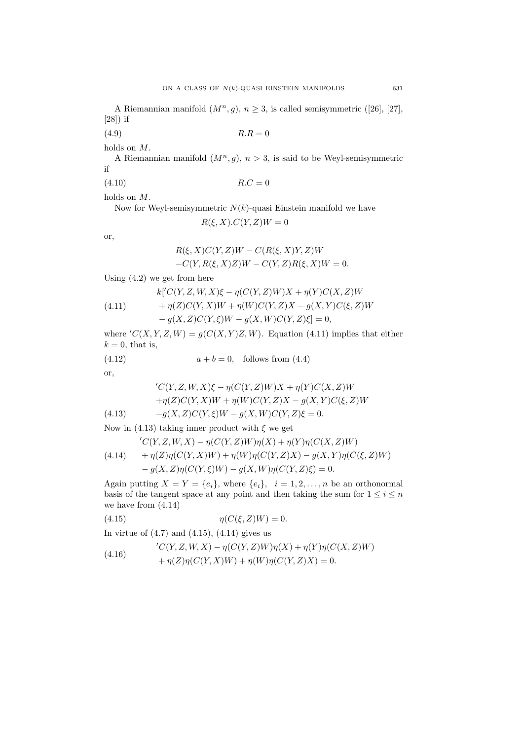A Riemannian manifold $(M^n, g)$, $n \geq 3$, is called semisymmetric ([26], [27], [28]) if

$$R.R = 0 \tag{4.9}$$

holds on $M$.

A Riemannian manifold $(M^n, g)$, $n > 3$, is said to be Weyl-semisymmetric if

$$R.C = 0 \tag{4.10}$$

holds on $M$.

Now for Weyl-semisymmetric $N(k)$-quasi Einstein manifold we have

$$R(\xi, X).C(Y, Z)W = 0$$

or,

$$R(\xi, X)C(Y, Z)W - C(R(\xi, X)Y, Z)W$$
$$-C(Y, R(\xi, X)Z)W - C(Y, Z)R(\xi, X)W = 0.$$

Using (4.2) we get from here

$$\begin{aligned} &k[{}'C(Y, Z, W, X)\xi - \eta(C(Y, Z)W)X + \eta(Y)C(X, Z)W \\ &+ \eta(Z)C(Y, X)W + \eta(W)C(Y, Z)X - g(X, Y)C(\xi, Z)W \\ &- g(X, Z)C(Y, \xi)W - g(X, W)C(Y, Z)\xi] = 0, \end{aligned} \tag{4.11}$$

where ${}'C(X, Y, Z, W) = g(C(X, Y)Z, W)$. Equation (4.11) implies that either $k = 0$, that is,

$$a + b = 0, \quad \text{follows from (4.4)} \tag{4.12}$$

or,

$$\begin{aligned} &{}'C(Y, Z, W, X)\xi - \eta(C(Y, Z)W)X + \eta(Y)C(X, Z)W \\ &+\eta(Z)C(Y, X)W + \eta(W)C(Y, Z)X - g(X, Y)C(\xi, Z)W \\ &-g(X, Z)C(Y, \xi)W - g(X, W)C(Y, Z)\xi = 0. \end{aligned} \tag{4.13}$$

Now in (4.13) taking inner product with $\xi$ we get

$$\begin{aligned} &{}'C(Y, Z, W, X) - \eta(C(Y, Z)W)\eta(X) + \eta(Y)\eta(C(X, Z)W) \\ &+ \eta(Z)\eta(C(Y, X)W) + \eta(W)\eta(C(Y, Z)X) - g(X, Y)\eta(C(\xi, Z)W) \\ &- g(X, Z)\eta(C(Y, \xi)W) - g(X, W)\eta(C(Y, Z)\xi) = 0. \end{aligned} \tag{4.14}$$

Again putting $X = Y = \{e_i\}$, where $\{e_i\}$, $i = 1, 2, \ldots, n$ be an orthonormal basis of the tangent space at any point and then taking the sum for $1 \leq i \leq n$ we have from (4.14)

$$\eta(C(\xi, Z)W) = 0. \tag{4.15}$$

In virtue of (4.7) and (4.15), (4.14) gives us

$$\begin{aligned} &{}'C(Y, Z, W, X) - \eta(C(Y, Z)W)\eta(X) + \eta(Y)\eta(C(X, Z)W) \\ &+ \eta(Z)\eta(C(Y, X)W) + \eta(W)\eta(C(Y, Z)X) = 0. \end{aligned} \tag{4.16}$$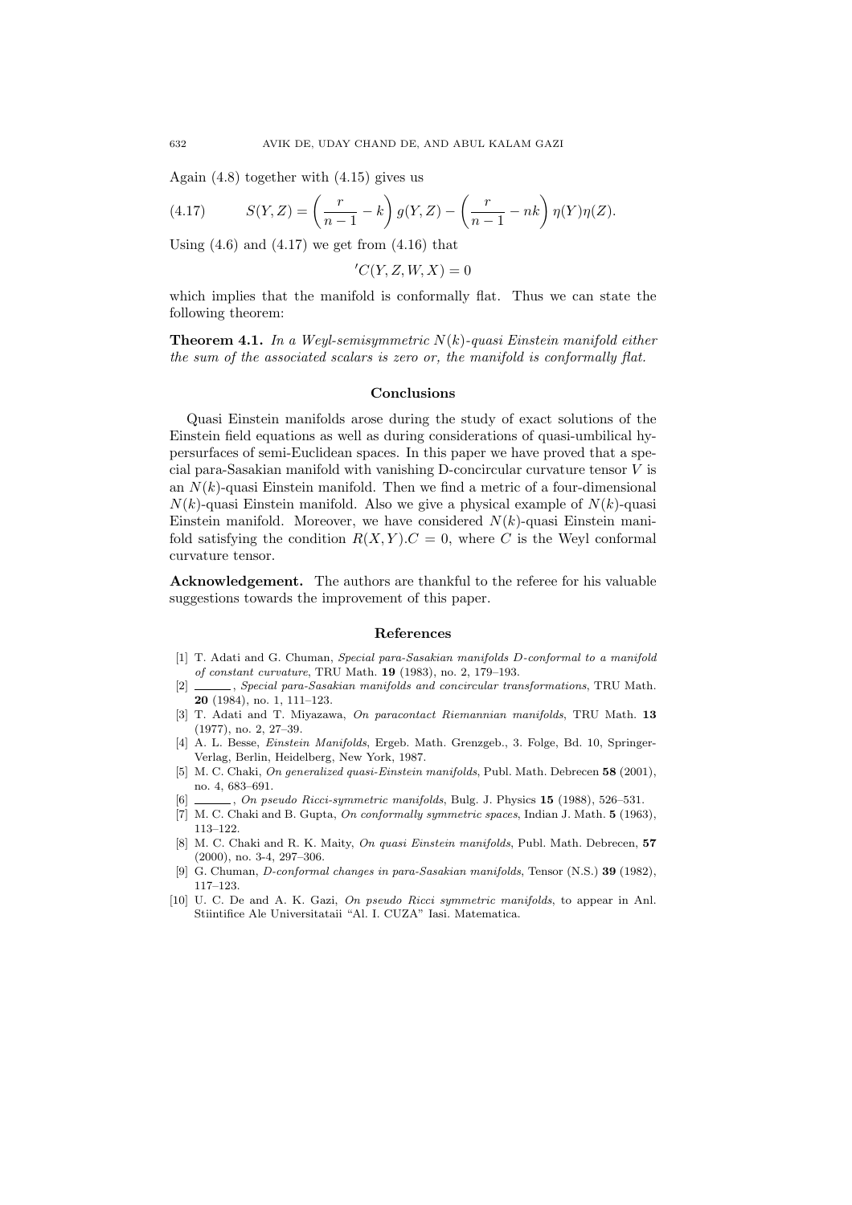Again (4.8) together with (4.15) gives us

$$S(Y,Z) = \left(\frac{r}{n-1} - k\right) g(Y,Z) - \left(\frac{r}{n-1} - nk\right) \eta(Y)\eta(Z). \tag{4.17}$$

Using (4.6) and (4.17) we get from (4.16) that

$$'C(Y,Z,W,X) = 0$$

which implies that the manifold is conformally flat. Thus we can state the following theorem:

**Theorem 4.1.** *In a Weyl-semisymmetric $N(k)$-quasi Einstein manifold either the sum of the associated scalars is zero or, the manifold is conformally flat.*

## Conclusions

Quasi Einstein manifolds arose during the study of exact solutions of the Einstein field equations as well as during considerations of quasi-umbilical hypersurfaces of semi-Euclidean spaces. In this paper we have proved that a special para-Sasakian manifold with vanishing D-concircular curvature tensor $V$ is an $N(k)$-quasi Einstein manifold. Then we find a metric of a four-dimensional $N(k)$-quasi Einstein manifold. Also we give a physical example of $N(k)$-quasi Einstein manifold. Moreover, we have considered $N(k)$-quasi Einstein manifold satisfying the condition $R(X,Y).C = 0$, where $C$ is the Weyl conformal curvature tensor.

**Acknowledgement.** The authors are thankful to the referee for his valuable suggestions towards the improvement of this paper.

## References

[1] T. Adati and G. Chuman, *Special para-Sasakian manifolds D-conformal to a manifold of constant curvature*, TRU Math. **19** (1983), no. 2, 179–193.

[2] ______, *Special para-Sasakian manifolds and concircular transformations*, TRU Math. **20** (1984), no. 1, 111–123.

[3] T. Adati and T. Miyazawa, *On paracontact Riemannian manifolds*, TRU Math. **13** (1977), no. 2, 27–39.

[4] A. L. Besse, *Einstein Manifolds*, Ergeb. Math. Grenzgeb., 3. Folge, Bd. 10, Springer-Verlag, Berlin, Heidelberg, New York, 1987.

[5] M. C. Chaki, *On generalized quasi-Einstein manifolds*, Publ. Math. Debrecen **58** (2001), no. 4, 683–691.

[6] ______, *On pseudo Ricci-symmetric manifolds*, Bulg. J. Physics **15** (1988), 526–531.

[7] M. C. Chaki and B. Gupta, *On conformally symmetric spaces*, Indian J. Math. **5** (1963), 113–122.

[8] M. C. Chaki and R. K. Maity, *On quasi Einstein manifolds*, Publ. Math. Debrecen, **57** (2000), no. 3-4, 297–306.

[9] G. Chuman, *D-conformal changes in para-Sasakian manifolds*, Tensor (N.S.) **39** (1982), 117–123.

[10] U. C. De and A. K. Gazi, *On pseudo Ricci symmetric manifolds*, to appear in Anl. Stiintifice Ale Universitataii "Al. I. CUZA" Iasi. Matematica.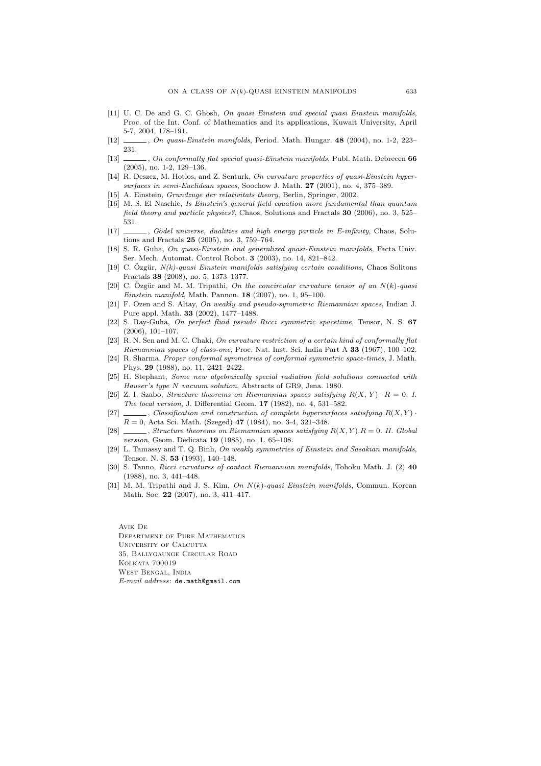[11] U. C. De and G. C. Ghosh, *On quasi Einstein and special quasi Einstein manifolds*, Proc. of the Int. Conf. of Mathematics and its applications, Kuwait University, April 5-7, 2004, 178–191.

[12] ______, *On quasi-Einstein manifolds*, Period. Math. Hungar. **48** (2004), no. 1-2, 223–231.

[13] ______, *On conformally flat special quasi-Einstein manifolds*, Publ. Math. Debrecen **66** (2005), no. 1-2, 129–136.

[14] R. Deszcz, M. Hotlos, and Z. Senturk, *On curvature properties of quasi-Einstein hypersurfaces in semi-Euclidean spaces*, Soochow J. Math. **27** (2001), no. 4, 375–389.

[15] A. Einstein, *Grundzuge der relativitats theory*, Berlin, Springer, 2002.

[16] M. S. El Naschie, *Is Einstein's general field equation more fundamental than quantum field theory and particle physics?*, Chaos, Solutions and Fractals **30** (2006), no. 3, 525–531.

[17] ______, *Gödel universe, dualities and high energy particle in E-infinity*, Chaos, Solutions and Fractals **25** (2005), no. 3, 759–764.

[18] S. R. Guha, *On quasi-Einstein and generalized quasi-Einstein manifolds*, Facta Univ. Ser. Mech. Automat. Control Robot. **3** (2003), no. 14, 821–842.

[19] C. Özgür, *N(k)-quasi Einstein manifolds satisfying certain conditions*, Chaos Solitons Fractals **38** (2008), no. 5, 1373–1377.

[20] C. Özgür and M. M. Tripathi, *On the concircular curvature tensor of an $N(k)$-quasi Einstein manifold*, Math. Pannon. **18** (2007), no. 1, 95–100.

[21] F. Ozen and S. Altay, *On weakly and pseudo-symmetric Riemannian spaces*, Indian J. Pure appl. Math. **33** (2002), 1477–1488.

[22] S. Ray-Guha, *On perfect fluid pseudo Ricci symmetric spacetime*, Tensor, N. S. **67** (2006), 101–107.

[23] R. N. Sen and M. C. Chaki, *On curvature restriction of a certain kind of conformally flat Riemannian spaces of class-one*, Proc. Nat. Inst. Sci. India Part A **33** (1967), 100–102.

[24] R. Sharma, *Proper conformal symmetries of conformal symmetric space-times*, J. Math. Phys. **29** (1988), no. 11, 2421–2422.

[25] H. Stephant, *Some new algebraically special radiation field solutions connected with Hauser's type N vacuum solution*, Abstracts of GR9, Jena. 1980.

[26] Z. I. Szabo, *Structure theorems on Riemannian spaces satisfying $R(X,Y) \cdot R = 0$. I. The local version*, J. Differential Geom. **17** (1982), no. 4, 531–582.

[27] ______, *Classification and construction of complete hypersurfaces satisfying $R(X,Y) \cdot R = 0$*, Acta Sci. Math. (Szeged) **47** (1984), no. 3-4, 321–348.

[28] ______, *Structure theorems on Riemannian spaces satisfying $R(X,Y).R = 0$. II. Global version*, Geom. Dedicata **19** (1985), no. 1, 65–108.

[29] L. Tamassy and T. Q. Binh, *On weakly symmetries of Einstein and Sasakian manifolds*, Tensor. N. S. **53** (1993), 140–148.

[30] S. Tanno, *Ricci curvatures of contact Riemannian manifolds*, Tohoku Math. J. (2) **40** (1988), no. 3, 441–448.

[31] M. M. Tripathi and J. S. Kim, *On $N(k)$-quasi Einstein manifolds*, Commun. Korean Math. Soc. **22** (2007), no. 3, 411–417.

Avik De
Department of Pure Mathematics
University of Calcutta
35, Ballygaunge Circular Road
Kolkata 700019
West Bengal, India
*E-mail address*: de.math@gmail.com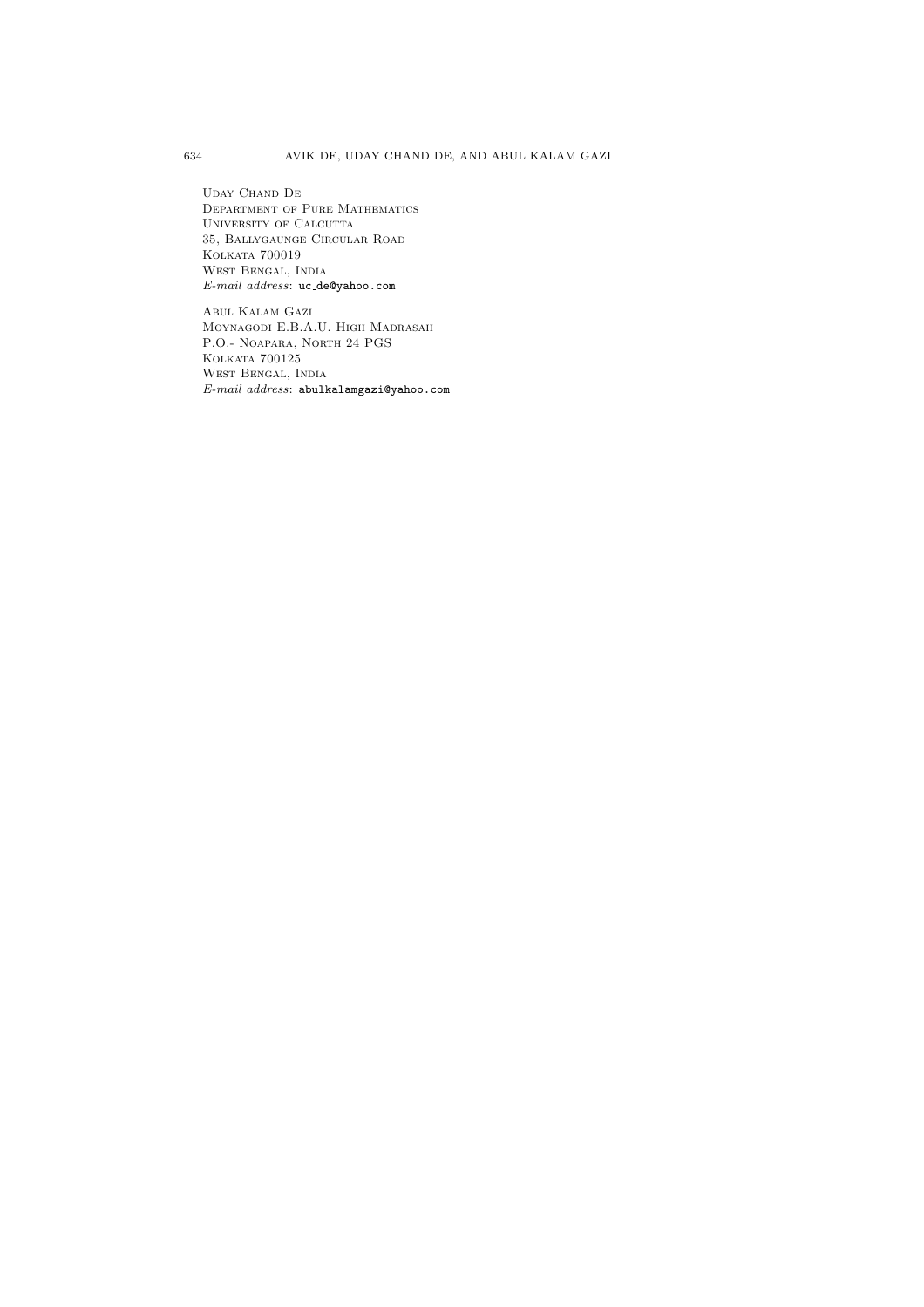Uday Chand De
Department of Pure Mathematics
University of Calcutta
35, Ballygaunge Circular Road
Kolkata 700019
West Bengal, India
*E-mail address*: uc_de@yahoo.com

Abul Kalam Gazi
Moynagodi E.B.A.U. High Madrasah
P.O.- Noapara, North 24 PGS
Kolkata 700125
West Bengal, India
*E-mail address*: abulkalamgazi@yahoo.com